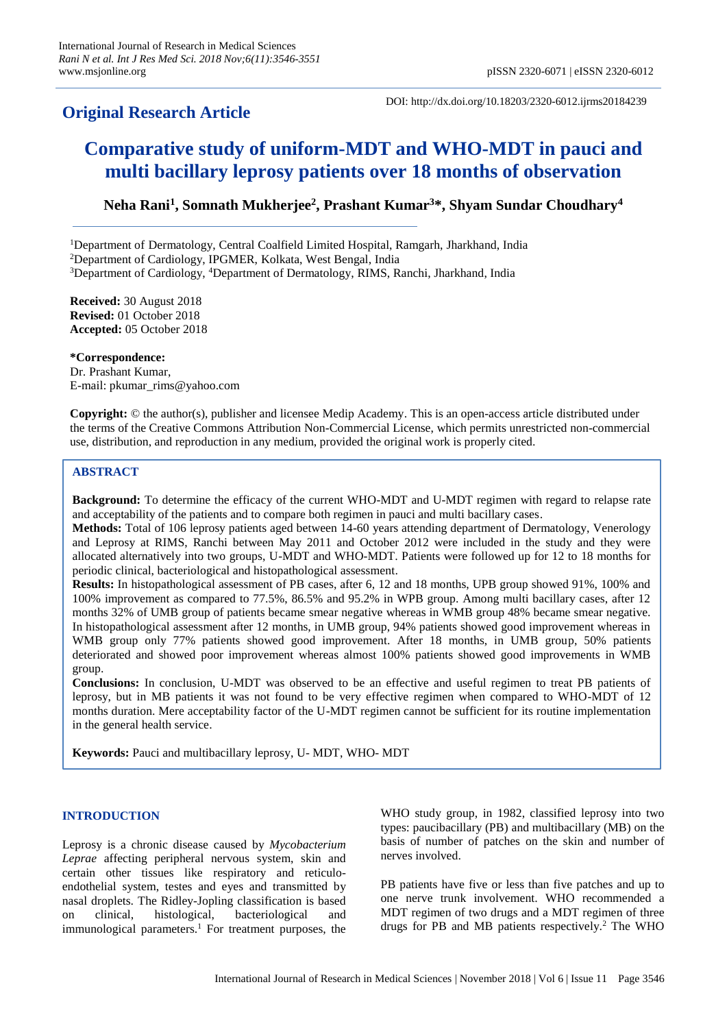**Original Research Article**

DOI: http://dx.doi.org/10.18203/2320-6012.ijrms20184239

# Comparative study of uniform-MDT and WHO-MDT in pauci and multi bacillary leprosy patients over 18 months of observation

**Neha Rani[1], Somnath Mukherjee[2], Prashant Kumar[3]*, Shyam Sundar Choudhary[4]**

[1]Department of Dermatology, Central Coalfield Limited Hospital, Ramgarh, Jharkhand, India
[2]Department of Cardiology, IPGMER, Kolkata, West Bengal, India
[3]Department of Cardiology, [4]Department of Dermatology, RIMS, Ranchi, Jharkhand, India

**Received:** 30 August 2018
**Revised:** 01 October 2018
**Accepted:** 05 October 2018

**\*Correspondence:**
Dr. Prashant Kumar,
E-mail: pkumar_rims@yahoo.com

**Copyright:** © the author(s), publisher and licensee Medip Academy. This is an open-access article distributed under the terms of the Creative Commons Attribution Non-Commercial License, which permits unrestricted non-commercial use, distribution, and reproduction in any medium, provided the original work is properly cited.

## ABSTRACT

**Background:** To determine the efficacy of the current WHO-MDT and U-MDT regimen with regard to relapse rate and acceptability of the patients and to compare both regimen in pauci and multi bacillary cases.

**Methods:** Total of 106 leprosy patients aged between 14-60 years attending department of Dermatology, Venerology and Leprosy at RIMS, Ranchi between May 2011 and October 2012 were included in the study and they were allocated alternatively into two groups, U-MDT and WHO-MDT. Patients were followed up for 12 to 18 months for periodic clinical, bacteriological and histopathological assessment.

**Results:** In histopathological assessment of PB cases, after 6, 12 and 18 months, UPB group showed 91%, 100% and 100% improvement as compared to 77.5%, 86.5% and 95.2% in WPB group. Among multi bacillary cases, after 12 months 32% of UMB group of patients became smear negative whereas in WMB group 48% became smear negative. In histopathological assessment after 12 months, in UMB group, 94% patients showed good improvement whereas in WMB group only 77% patients showed good improvement. After 18 months, in UMB group, 50% patients deteriorated and showed poor improvement whereas almost 100% patients showed good improvements in WMB group.

**Conclusions:** In conclusion, U-MDT was observed to be an effective and useful regimen to treat PB patients of leprosy, but in MB patients it was not found to be very effective regimen when compared to WHO-MDT of 12 months duration. Mere acceptability factor of the U-MDT regimen cannot be sufficient for its routine implementation in the general health service.

**Keywords:** Pauci and multibacillary leprosy, U- MDT, WHO- MDT

## INTRODUCTION

Leprosy is a chronic disease caused by *Mycobacterium Leprae* affecting peripheral nervous system, skin and certain other tissues like respiratory and reticulo-endothelial system, testes and eyes and transmitted by nasal droplets. The Ridley-Jopling classification is based on clinical, histological, bacteriological and immunological parameters.[1] For treatment purposes, the WHO study group, in 1982, classified leprosy into two types: paucibacillary (PB) and multibacillary (MB) on the basis of number of patches on the skin and number of nerves involved.

PB patients have five or less than five patches and up to one nerve trunk involvement. WHO recommended a MDT regimen of two drugs and a MDT regimen of three drugs for PB and MB patients respectively.[2] The WHO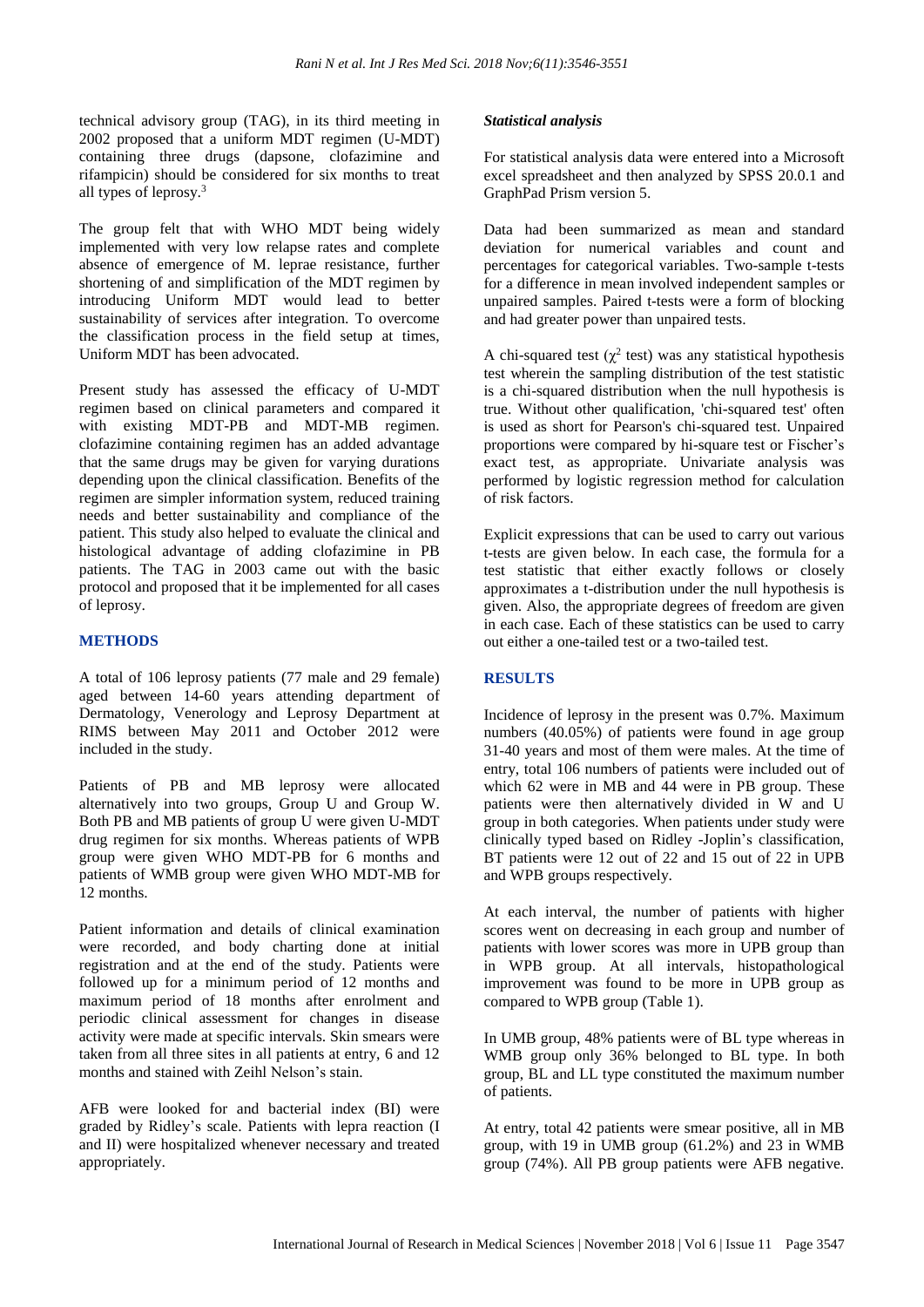technical advisory group (TAG), in its third meeting in 2002 proposed that a uniform MDT regimen (U-MDT) containing three drugs (dapsone, clofazimine and rifampicin) should be considered for six months to treat all types of leprosy.[3]

The group felt that with WHO MDT being widely implemented with very low relapse rates and complete absence of emergence of M. leprae resistance, further shortening of and simplification of the MDT regimen by introducing Uniform MDT would lead to better sustainability of services after integration. To overcome the classification process in the field setup at times, Uniform MDT has been advocated.

Present study has assessed the efficacy of U-MDT regimen based on clinical parameters and compared it with existing MDT-PB and MDT-MB regimen. clofazimine containing regimen has an added advantage that the same drugs may be given for varying durations depending upon the clinical classification. Benefits of the regimen are simpler information system, reduced training needs and better sustainability and compliance of the patient. This study also helped to evaluate the clinical and histological advantage of adding clofazimine in PB patients. The TAG in 2003 came out with the basic protocol and proposed that it be implemented for all cases of leprosy.

## METHODS

A total of 106 leprosy patients (77 male and 29 female) aged between 14-60 years attending department of Dermatology, Venerology and Leprosy Department at RIMS between May 2011 and October 2012 were included in the study.

Patients of PB and MB leprosy were allocated alternatively into two groups, Group U and Group W. Both PB and MB patients of group U were given U-MDT drug regimen for six months. Whereas patients of WPB group were given WHO MDT-PB for 6 months and patients of WMB group were given WHO MDT-MB for 12 months.

Patient information and details of clinical examination were recorded, and body charting done at initial registration and at the end of the study. Patients were followed up for a minimum period of 12 months and maximum period of 18 months after enrolment and periodic clinical assessment for changes in disease activity were made at specific intervals. Skin smears were taken from all three sites in all patients at entry, 6 and 12 months and stained with Zeihl Nelson's stain.

AFB were looked for and bacterial index (BI) were graded by Ridley's scale. Patients with lepra reaction (I and II) were hospitalized whenever necessary and treated appropriately.

### *Statistical analysis*

For statistical analysis data were entered into a Microsoft excel spreadsheet and then analyzed by SPSS 20.0.1 and GraphPad Prism version 5.

Data had been summarized as mean and standard deviation for numerical variables and count and percentages for categorical variables. Two-sample t-tests for a difference in mean involved independent samples or unpaired samples. Paired t-tests were a form of blocking and had greater power than unpaired tests.

A chi-squared test ($\chi^2$ test) was any statistical hypothesis test wherein the sampling distribution of the test statistic is a chi-squared distribution when the null hypothesis is true. Without other qualification, 'chi-squared test' often is used as short for Pearson's chi-squared test. Unpaired proportions were compared by hi-square test or Fischer's exact test, as appropriate. Univariate analysis was performed by logistic regression method for calculation of risk factors.

Explicit expressions that can be used to carry out various t-tests are given below. In each case, the formula for a test statistic that either exactly follows or closely approximates a t-distribution under the null hypothesis is given. Also, the appropriate degrees of freedom are given in each case. Each of these statistics can be used to carry out either a one-tailed test or a two-tailed test.

## RESULTS

Incidence of leprosy in the present was 0.7%. Maximum numbers (40.05%) of patients were found in age group 31-40 years and most of them were males. At the time of entry, total 106 numbers of patients were included out of which 62 were in MB and 44 were in PB group. These patients were then alternatively divided in W and U group in both categories. When patients under study were clinically typed based on Ridley -Joplin's classification, BT patients were 12 out of 22 and 15 out of 22 in UPB and WPB groups respectively.

At each interval, the number of patients with higher scores went on decreasing in each group and number of patients with lower scores was more in UPB group than in WPB group. At all intervals, histopathological improvement was found to be more in UPB group as compared to WPB group (Table 1).

In UMB group, 48% patients were of BL type whereas in WMB group only 36% belonged to BL type. In both group, BL and LL type constituted the maximum number of patients.

At entry, total 42 patients were smear positive, all in MB group, with 19 in UMB group (61.2%) and 23 in WMB group (74%). All PB group patients were AFB negative.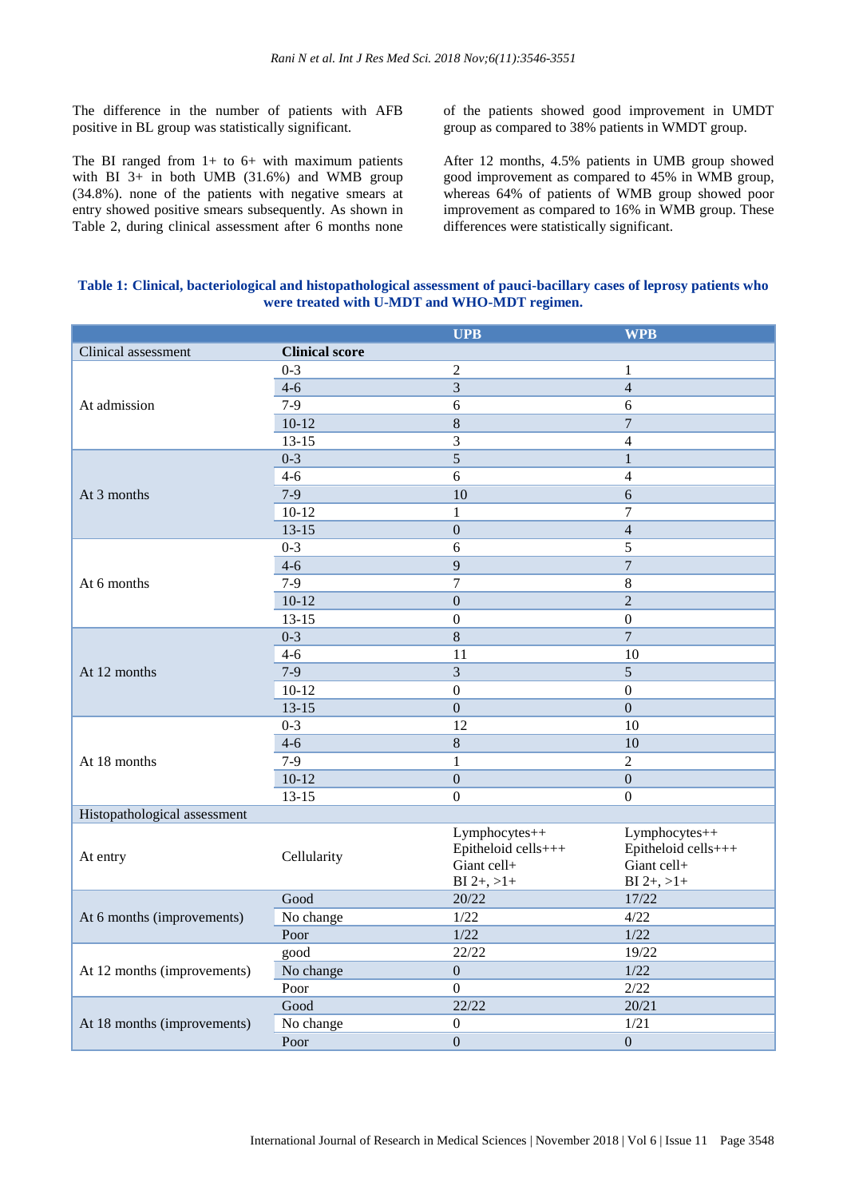The difference in the number of patients with AFB positive in BL group was statistically significant.

The BI ranged from 1+ to 6+ with maximum patients with BI 3+ in both UMB (31.6%) and WMB group (34.8%). none of the patients with negative smears at entry showed positive smears subsequently. As shown in Table 2, during clinical assessment after 6 months none of the patients showed good improvement in UMDT group as compared to 38% patients in WMDT group.

After 12 months, 4.5% patients in UMB group showed good improvement as compared to 45% in WMB group, whereas 64% of patients of WMB group showed poor improvement as compared to 16% in WMB group. These differences were statistically significant.

**Table 1: Clinical, bacteriological and histopathological assessment of pauci-bacillary cases of leprosy patients who were treated with U-MDT and WHO-MDT regimen.**

| | | UPB | WPB |
|---|---|---|---|
| Clinical assessment | **Clinical score** | | |
| At admission | 0-3 | 2 | 1 |
| | 4-6 | 3 | 4 |
| | 7-9 | 6 | 6 |
| | 10-12 | 8 | 7 |
| | 13-15 | 3 | 4 |
| At 3 months | 0-3 | 5 | 1 |
| | 4-6 | 6 | 4 |
| | 7-9 | 10 | 6 |
| | 10-12 | 1 | 7 |
| | 13-15 | 0 | 4 |
| At 6 months | 0-3 | 6 | 5 |
| | 4-6 | 9 | 7 |
| | 7-9 | 7 | 8 |
| | 10-12 | 0 | 2 |
| | 13-15 | 0 | 0 |
| At 12 months | 0-3 | 8 | 7 |
| | 4-6 | 11 | 10 |
| | 7-9 | 3 | 5 |
| | 10-12 | 0 | 0 |
| | 13-15 | 0 | 0 |
| At 18 months | 0-3 | 12 | 10 |
| | 4-6 | 8 | 10 |
| | 7-9 | 1 | 2 |
| | 10-12 | 0 | 0 |
| | 13-15 | 0 | 0 |
| Histopathological assessment | | | |
| At entry | Cellularity | Lymphocytes++ Epitheloid cells+++ Giant cell+ BI 2+, >1+ | Lymphocytes++ Epitheloid cells+++ Giant cell+ BI 2+, >1+ |
| At 6 months (improvements) | Good | 20/22 | 17/22 |
| | No change | 1/22 | 4/22 |
| | Poor | 1/22 | 1/22 |
| At 12 months (improvements) | good | 22/22 | 19/22 |
| | No change | 0 | 1/22 |
| | Poor | 0 | 2/22 |
| At 18 months (improvements) | Good | 22/22 | 20/21 |
| | No change | 0 | 1/21 |
| | Poor | 0 | 0 |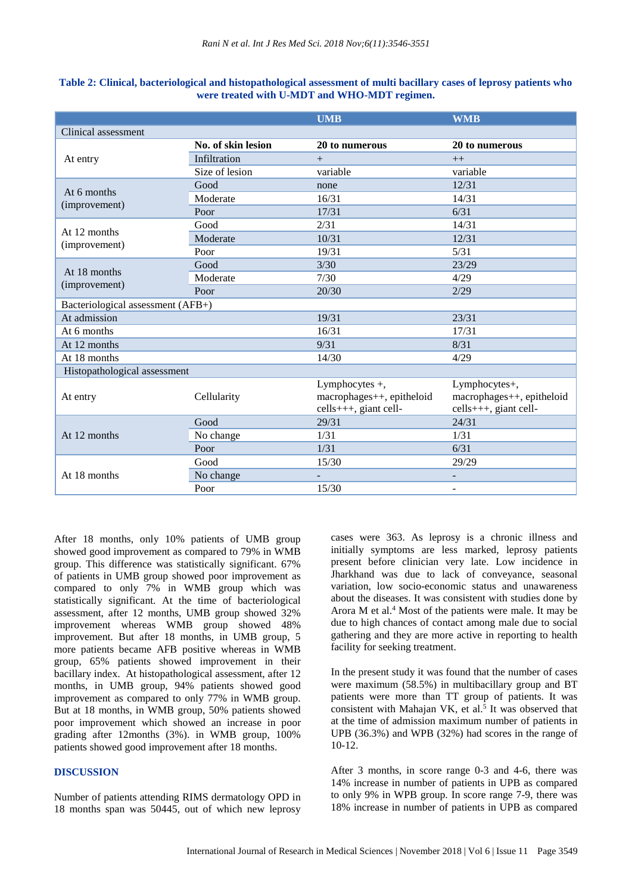**Table 2: Clinical, bacteriological and histopathological assessment of multi bacillary cases of leprosy patients who were treated with U-MDT and WHO-MDT regimen.**

| | | UMB | WMB |
|---|---|---|---|
| Clinical assessment | | | |
| At entry | No. of skin lesion | 20 to numerous | 20 to numerous |
| | Infiltration | + | ++ |
| | Size of lesion | variable | variable |
| At 6 months (improvement) | Good | none | 12/31 |
| | Moderate | 16/31 | 14/31 |
| | Poor | 17/31 | 6/31 |
| At 12 months (improvement) | Good | 2/31 | 14/31 |
| | Moderate | 10/31 | 12/31 |
| | Poor | 19/31 | 5/31 |
| At 18 months (improvement) | Good | 3/30 | 23/29 |
| | Moderate | 7/30 | 4/29 |
| | Poor | 20/30 | 2/29 |
| Bacteriological assessment (AFB+) | | | |
| At admission | | 19/31 | 23/31 |
| At 6 months | | 16/31 | 17/31 |
| At 12 months | | 9/31 | 8/31 |
| At 18 months | | 14/30 | 4/29 |
| Histopathological assessment | | | |
| At entry | Cellularity | Lymphocytes +, macrophages++, epitheloid cells+++, giant cell- | Lymphocytes+, macrophages++, epitheloid cells+++, giant cell- |
| At 12 months | Good | 29/31 | 24/31 |
| | No change | 1/31 | 1/31 |
| | Poor | 1/31 | 6/31 |
| At 18 months | Good | 15/30 | 29/29 |
| | No change | - | - |
| | Poor | 15/30 | - |

After 18 months, only 10% patients of UMB group showed good improvement as compared to 79% in WMB group. This difference was statistically significant. 67% of patients in UMB group showed poor improvement as compared to only 7% in WMB group which was statistically significant. At the time of bacteriological assessment, after 12 months, UMB group showed 32% improvement whereas WMB group showed 48% improvement. But after 18 months, in UMB group, 5 more patients became AFB positive whereas in WMB group, 65% patients showed improvement in their bacillary index. At histopathological assessment, after 12 months, in UMB group, 94% patients showed good improvement as compared to only 77% in WMB group. But at 18 months, in WMB group, 50% patients showed poor improvement which showed an increase in poor grading after 12months (3%). in WMB group, 100% patients showed good improvement after 18 months.

## DISCUSSION

Number of patients attending RIMS dermatology OPD in 18 months span was 50445, out of which new leprosy cases were 363. As leprosy is a chronic illness and initially symptoms are less marked, leprosy patients present before clinician very late. Low incidence in Jharkhand was due to lack of conveyance, seasonal variation, low socio-economic status and unawareness about the diseases. It was consistent with studies done by Arora M et al.[4] Most of the patients were male. It may be due to high chances of contact among male due to social gathering and they are more active in reporting to health facility for seeking treatment.

In the present study it was found that the number of cases were maximum (58.5%) in multibacillary group and BT patients were more than TT group of patients. It was consistent with Mahajan VK, et al.[5] It was observed that at the time of admission maximum number of patients in UPB (36.3%) and WPB (32%) had scores in the range of 10-12.

After 3 months, in score range 0-3 and 4-6, there was 14% increase in number of patients in UPB as compared to only 9% in WPB group. In score range 7-9, there was 18% increase in number of patients in UPB as compared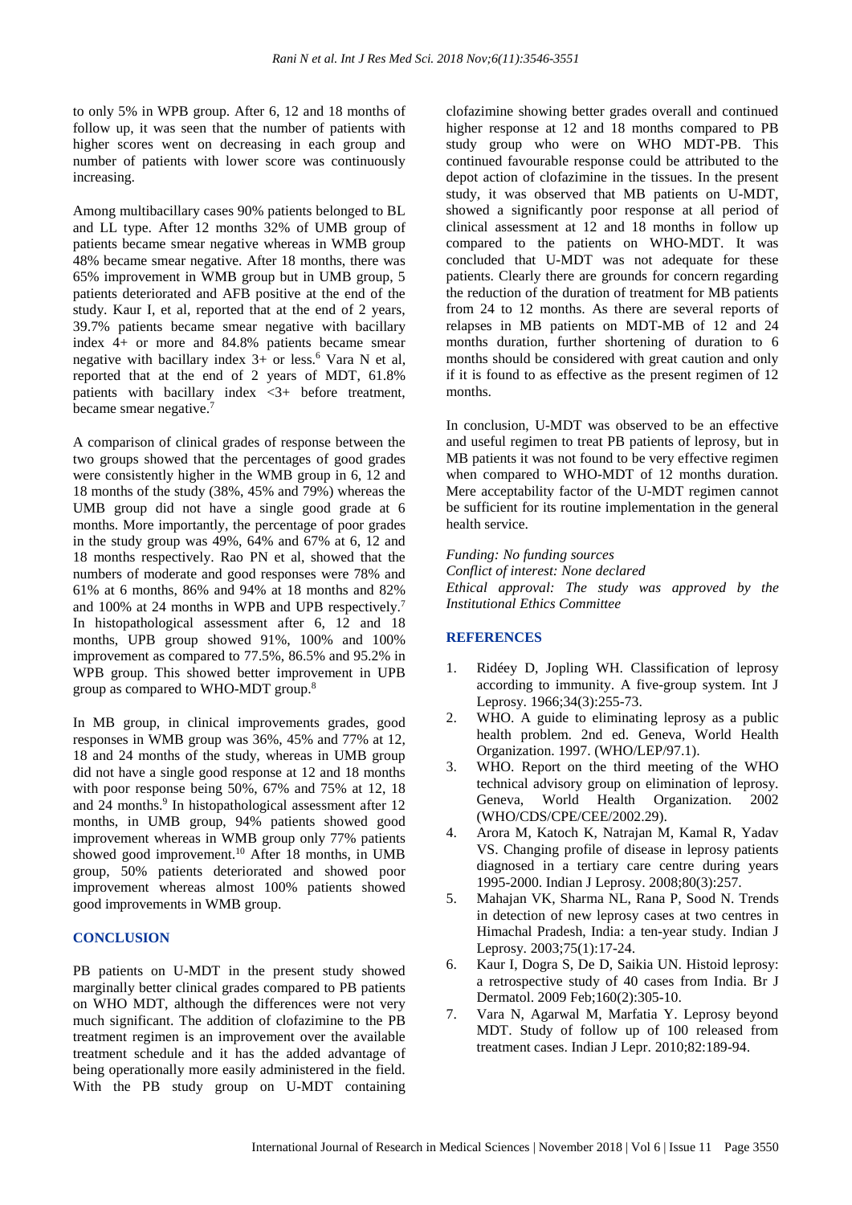to only 5% in WPB group. After 6, 12 and 18 months of follow up, it was seen that the number of patients with higher scores went on decreasing in each group and number of patients with lower score was continuously increasing.

Among multibacillary cases 90% patients belonged to BL and LL type. After 12 months 32% of UMB group of patients became smear negative whereas in WMB group 48% became smear negative. After 18 months, there was 65% improvement in WMB group but in UMB group, 5 patients deteriorated and AFB positive at the end of the study. Kaur I, et al, reported that at the end of 2 years, 39.7% patients became smear negative with bacillary index 4+ or more and 84.8% patients became smear negative with bacillary index 3+ or less.[6] Vara N et al, reported that at the end of 2 years of MDT, 61.8% patients with bacillary index <3+ before treatment, became smear negative.[7]

A comparison of clinical grades of response between the two groups showed that the percentages of good grades were consistently higher in the WMB group in 6, 12 and 18 months of the study (38%, 45% and 79%) whereas the UMB group did not have a single good grade at 6 months. More importantly, the percentage of poor grades in the study group was 49%, 64% and 67% at 6, 12 and 18 months respectively. Rao PN et al, showed that the numbers of moderate and good responses were 78% and 61% at 6 months, 86% and 94% at 18 months and 82% and 100% at 24 months in WPB and UPB respectively.[7] In histopathological assessment after 6, 12 and 18 months, UPB group showed 91%, 100% and 100% improvement as compared to 77.5%, 86.5% and 95.2% in WPB group. This showed better improvement in UPB group as compared to WHO-MDT group.[8]

In MB group, in clinical improvements grades, good responses in WMB group was 36%, 45% and 77% at 12, 18 and 24 months of the study, whereas in UMB group did not have a single good response at 12 and 18 months with poor response being 50%, 67% and 75% at 12, 18 and 24 months.[9] In histopathological assessment after 12 months, in UMB group, 94% patients showed good improvement whereas in WMB group only 77% patients showed good improvement.[10] After 18 months, in UMB group, 50% patients deteriorated and showed poor improvement whereas almost 100% patients showed good improvements in WMB group.

## CONCLUSION

PB patients on U-MDT in the present study showed marginally better clinical grades compared to PB patients on WHO MDT, although the differences were not very much significant. The addition of clofazimine to the PB treatment regimen is an improvement over the available treatment schedule and it has the added advantage of being operationally more easily administered in the field. With the PB study group on U-MDT containing clofazimine showing better grades overall and continued higher response at 12 and 18 months compared to PB study group who were on WHO MDT-PB. This continued favourable response could be attributed to the depot action of clofazimine in the tissues. In the present study, it was observed that MB patients on U-MDT, showed a significantly poor response at all period of clinical assessment at 12 and 18 months in follow up compared to the patients on WHO-MDT. It was concluded that U-MDT was not adequate for these patients. Clearly there are grounds for concern regarding the reduction of the duration of treatment for MB patients from 24 to 12 months. As there are several reports of relapses in MB patients on MDT-MB of 12 and 24 months duration, further shortening of duration to 6 months should be considered with great caution and only if it is found to as effective as the present regimen of 12 months.

In conclusion, U-MDT was observed to be an effective and useful regimen to treat PB patients of leprosy, but in MB patients it was not found to be very effective regimen when compared to WHO-MDT of 12 months duration. Mere acceptability factor of the U-MDT regimen cannot be sufficient for its routine implementation in the general health service.

*Funding: No funding sources*
*Conflict of interest: None declared*
*Ethical approval: The study was approved by the Institutional Ethics Committee*

## REFERENCES

1. Ridéey D, Jopling WH. Classification of leprosy according to immunity. A five-group system. Int J Leprosy. 1966;34(3):255-73.
2. WHO. A guide to eliminating leprosy as a public health problem. 2nd ed. Geneva, World Health Organization. 1997. (WHO/LEP/97.1).
3. WHO. Report on the third meeting of the WHO technical advisory group on elimination of leprosy. Geneva, World Health Organization. 2002 (WHO/CDS/CPE/CEE/2002.29).
4. Arora M, Katoch K, Natrajan M, Kamal R, Yadav VS. Changing profile of disease in leprosy patients diagnosed in a tertiary care centre during years 1995-2000. Indian J Leprosy. 2008;80(3):257.
5. Mahajan VK, Sharma NL, Rana P, Sood N. Trends in detection of new leprosy cases at two centres in Himachal Pradesh, India: a ten-year study. Indian J Leprosy. 2003;75(1):17-24.
6. Kaur I, Dogra S, De D, Saikia UN. Histoid leprosy: a retrospective study of 40 cases from India. Br J Dermatol. 2009 Feb;160(2):305-10.
7. Vara N, Agarwal M, Marfatia Y. Leprosy beyond MDT. Study of follow up of 100 released from treatment cases. Indian J Lepr. 2010;82:189-94.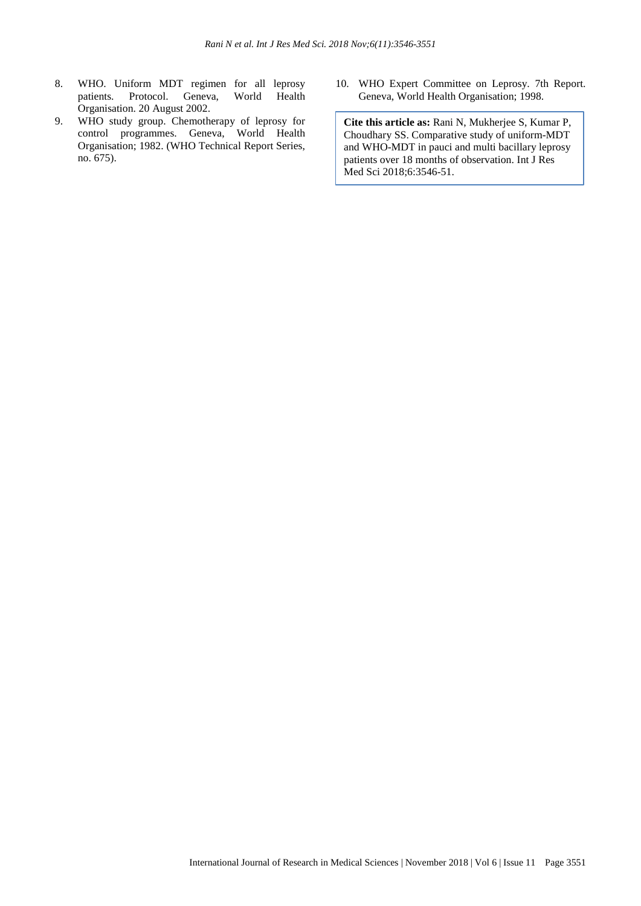8. WHO. Uniform MDT regimen for all leprosy patients. Protocol. Geneva, World Health Organisation. 20 August 2002.
9. WHO study group. Chemotherapy of leprosy for control programmes. Geneva, World Health Organisation; 1982. (WHO Technical Report Series, no. 675).
10. WHO Expert Committee on Leprosy. 7th Report. Geneva, World Health Organisation; 1998.

**Cite this article as:** Rani N, Mukherjee S, Kumar P, Choudhary SS. Comparative study of uniform-MDT and WHO-MDT in pauci and multi bacillary leprosy patients over 18 months of observation. Int J Res Med Sci 2018;6:3546-51.